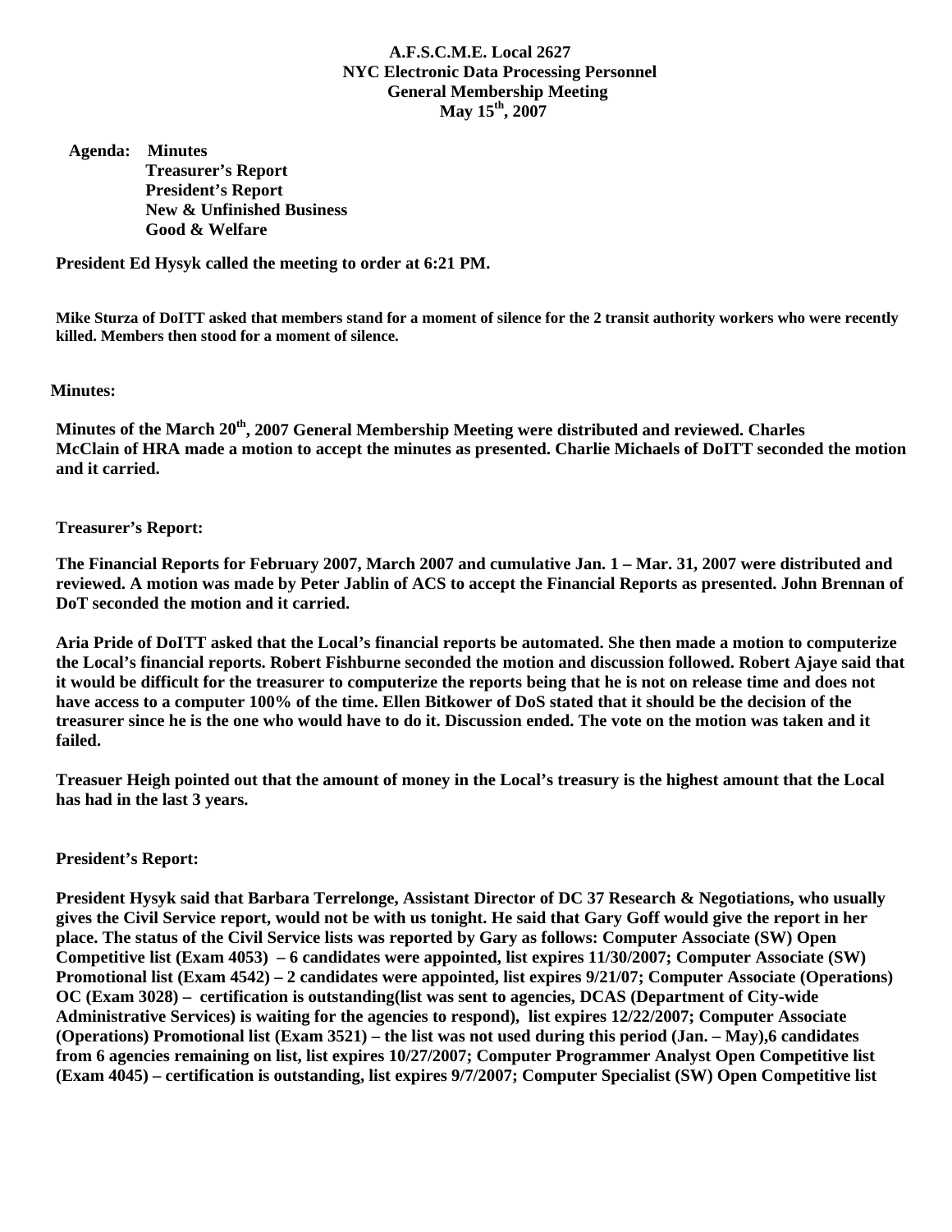**A.F.S.C.M.E. Local 2627**
**NYC Electronic Data Processing Personnel**
**General Membership Meeting**
**May 15th, 2007**

**Agenda: Minutes**
**Treasurer's Report**
**President's Report**
**New & Unfinished Business**
**Good & Welfare**

**President Ed Hysyk called the meeting to order at 6:21 PM.**

**Mike Sturza of DoITT asked that members stand for a moment of silence for the 2 transit authority workers who were recently killed. Members then stood for a moment of silence.**

**Minutes:**

**Minutes of the March 20th, 2007 General Membership Meeting were distributed and reviewed. Charles McClain of HRA made a motion to accept the minutes as presented. Charlie Michaels of DoITT seconded the motion and it carried.**

**Treasurer's Report:**

**The Financial Reports for February 2007, March 2007 and cumulative Jan. 1 – Mar. 31, 2007 were distributed and reviewed. A motion was made by Peter Jablin of ACS to accept the Financial Reports as presented. John Brennan of DoT seconded the motion and it carried.**

**Aria Pride of DoITT asked that the Local's financial reports be automated. She then made a motion to computerize the Local's financial reports. Robert Fishburne seconded the motion and discussion followed. Robert Ajaye said that it would be difficult for the treasurer to computerize the reports being that he is not on release time and does not have access to a computer 100% of the time. Ellen Bitkower of DoS stated that it should be the decision of the treasurer since he is the one who would have to do it. Discussion ended. The vote on the motion was taken and it failed.**

**Treasuer Heigh pointed out that the amount of money in the Local's treasury is the highest amount that the Local has had in the last 3 years.**

**President's Report:**

**President Hysyk said that Barbara Terrelonge, Assistant Director of DC 37 Research & Negotiations, who usually gives the Civil Service report, would not be with us tonight. He said that Gary Goff would give the report in her place. The status of the Civil Service lists was reported by Gary as follows: Computer Associate (SW) Open Competitive list (Exam 4053) – 6 candidates were appointed, list expires 11/30/2007; Computer Associate (SW) Promotional list (Exam 4542) – 2 candidates were appointed, list expires 9/21/07; Computer Associate (Operations) OC (Exam 3028) – certification is outstanding(list was sent to agencies, DCAS (Department of City-wide Administrative Services) is waiting for the agencies to respond), list expires 12/22/2007; Computer Associate (Operations) Promotional list (Exam 3521) – the list was not used during this period (Jan. – May),6 candidates from 6 agencies remaining on list, list expires 10/27/2007; Computer Programmer Analyst Open Competitive list (Exam 4045) – certification is outstanding, list expires 9/7/2007; Computer Specialist (SW) Open Competitive list**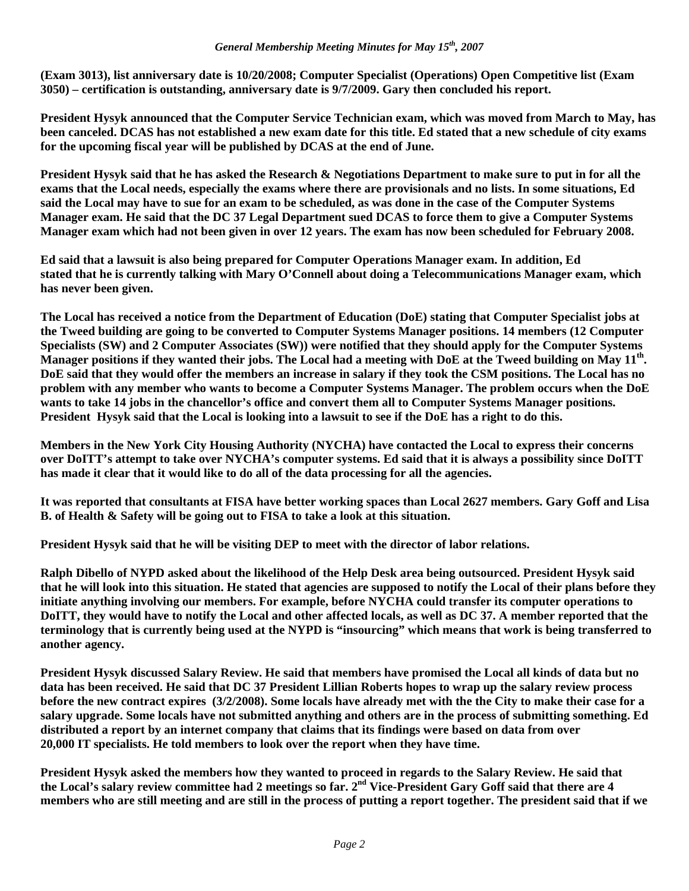**(Exam 3013), list anniversary date is 10/20/2008; Computer Specialist (Operations) Open Competitive list (Exam 3050) – certification is outstanding, anniversary date is 9/7/2009. Gary then concluded his report.**

**President Hysyk announced that the Computer Service Technician exam, which was moved from March to May, has been canceled. DCAS has not established a new exam date for this title. Ed stated that a new schedule of city exams for the upcoming fiscal year will be published by DCAS at the end of June.**

**President Hysyk said that he has asked the Research & Negotiations Department to make sure to put in for all the exams that the Local needs, especially the exams where there are provisionals and no lists. In some situations, Ed said the Local may have to sue for an exam to be scheduled, as was done in the case of the Computer Systems Manager exam. He said that the DC 37 Legal Department sued DCAS to force them to give a Computer Systems Manager exam which had not been given in over 12 years. The exam has now been scheduled for February 2008.**

**Ed said that a lawsuit is also being prepared for Computer Operations Manager exam. In addition, Ed stated that he is currently talking with Mary O'Connell about doing a Telecommunications Manager exam, which has never been given.**

**The Local has received a notice from the Department of Education (DoE) stating that Computer Specialist jobs at the Tweed building are going to be converted to Computer Systems Manager positions. 14 members (12 Computer Specialists (SW) and 2 Computer Associates (SW)) were notified that they should apply for the Computer Systems Manager positions if they wanted their jobs. The Local had a meeting with DoE at the Tweed building on May 11th. DoE said that they would offer the members an increase in salary if they took the CSM positions. The Local has no problem with any member who wants to become a Computer Systems Manager. The problem occurs when the DoE wants to take 14 jobs in the chancellor's office and convert them all to Computer Systems Manager positions. President Hysyk said that the Local is looking into a lawsuit to see if the DoE has a right to do this.**

**Members in the New York City Housing Authority (NYCHA) have contacted the Local to express their concerns over DoITT's attempt to take over NYCHA's computer systems. Ed said that it is always a possibility since DoITT has made it clear that it would like to do all of the data processing for all the agencies.**

**It was reported that consultants at FISA have better working spaces than Local 2627 members. Gary Goff and Lisa B. of Health & Safety will be going out to FISA to take a look at this situation.**

**President Hysyk said that he will be visiting DEP to meet with the director of labor relations.**

**Ralph Dibello of NYPD asked about the likelihood of the Help Desk area being outsourced. President Hysyk said that he will look into this situation. He stated that agencies are supposed to notify the Local of their plans before they initiate anything involving our members. For example, before NYCHA could transfer its computer operations to DoITT, they would have to notify the Local and other affected locals, as well as DC 37. A member reported that the terminology that is currently being used at the NYPD is "insourcing" which means that work is being transferred to another agency.**

**President Hysyk discussed Salary Review. He said that members have promised the Local all kinds of data but no data has been received. He said that DC 37 President Lillian Roberts hopes to wrap up the salary review process before the new contract expires (3/2/2008). Some locals have already met with the the City to make their case for a salary upgrade. Some locals have not submitted anything and others are in the process of submitting something. Ed distributed a report by an internet company that claims that its findings were based on data from over 20,000 IT specialists. He told members to look over the report when they have time.**

**President Hysyk asked the members how they wanted to proceed in regards to the Salary Review. He said that the Local's salary review committee had 2 meetings so far. 2nd Vice-President Gary Goff said that there are 4 members who are still meeting and are still in the process of putting a report together. The president said that if we**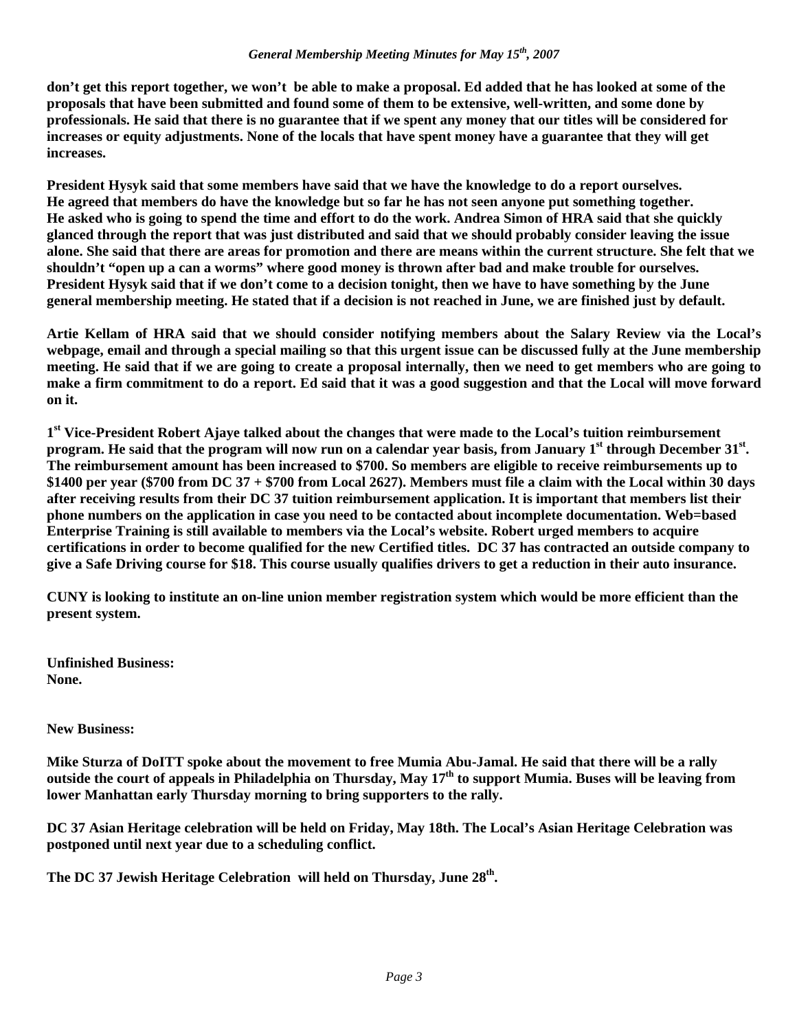**don't get this report together, we won't be able to make a proposal. Ed added that he has looked at some of the proposals that have been submitted and found some of them to be extensive, well-written, and some done by professionals. He said that there is no guarantee that if we spent any money that our titles will be considered for increases or equity adjustments. None of the locals that have spent money have a guarantee that they will get increases.**

**President Hysyk said that some members have said that we have the knowledge to do a report ourselves. He agreed that members do have the knowledge but so far he has not seen anyone put something together. He asked who is going to spend the time and effort to do the work. Andrea Simon of HRA said that she quickly glanced through the report that was just distributed and said that we should probably consider leaving the issue alone. She said that there are areas for promotion and there are means within the current structure. She felt that we shouldn't "open up a can a worms" where good money is thrown after bad and make trouble for ourselves. President Hysyk said that if we don't come to a decision tonight, then we have to have something by the June general membership meeting. He stated that if a decision is not reached in June, we are finished just by default.**

**Artie Kellam of HRA said that we should consider notifying members about the Salary Review via the Local's webpage, email and through a special mailing so that this urgent issue can be discussed fully at the June membership meeting. He said that if we are going to create a proposal internally, then we need to get members who are going to make a firm commitment to do a report. Ed said that it was a good suggestion and that the Local will move forward on it.**

**1st Vice-President Robert Ajaye talked about the changes that were made to the Local's tuition reimbursement program. He said that the program will now run on a calendar year basis, from January 1st through December 31st. The reimbursement amount has been increased to $700. So members are eligible to receive reimbursements up to $1400 per year ($700 from DC 37 + $700 from Local 2627). Members must file a claim with the Local within 30 days after receiving results from their DC 37 tuition reimbursement application. It is important that members list their phone numbers on the application in case you need to be contacted about incomplete documentation. Web=based Enterprise Training is still available to members via the Local's website. Robert urged members to acquire certifications in order to become qualified for the new Certified titles. DC 37 has contracted an outside company to give a Safe Driving course for $18. This course usually qualifies drivers to get a reduction in their auto insurance.**

**CUNY is looking to institute an on-line union member registration system which would be more efficient than the present system.**

**Unfinished Business:**
**None.**

**New Business:**

**Mike Sturza of DoITT spoke about the movement to free Mumia Abu-Jamal. He said that there will be a rally outside the court of appeals in Philadelphia on Thursday, May 17th to support Mumia. Buses will be leaving from lower Manhattan early Thursday morning to bring supporters to the rally.**

**DC 37 Asian Heritage celebration will be held on Friday, May 18th. The Local's Asian Heritage Celebration was postponed until next year due to a scheduling conflict.**

**The DC 37 Jewish Heritage Celebration will held on Thursday, June 28th.**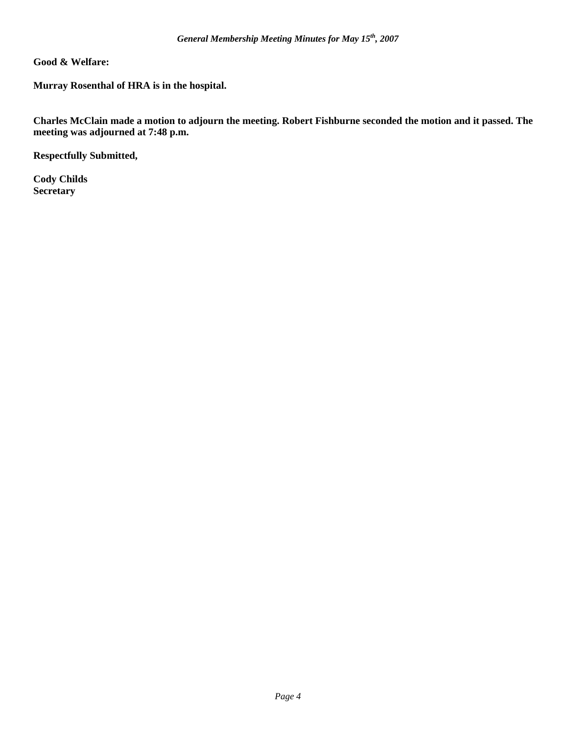**Good & Welfare:**

**Murray Rosenthal of HRA is in the hospital.**

**Charles McClain made a motion to adjourn the meeting. Robert Fishburne seconded the motion and it passed. The meeting was adjourned at 7:48 p.m.**

**Respectfully Submitted,**

**Cody Childs**
**Secretary**